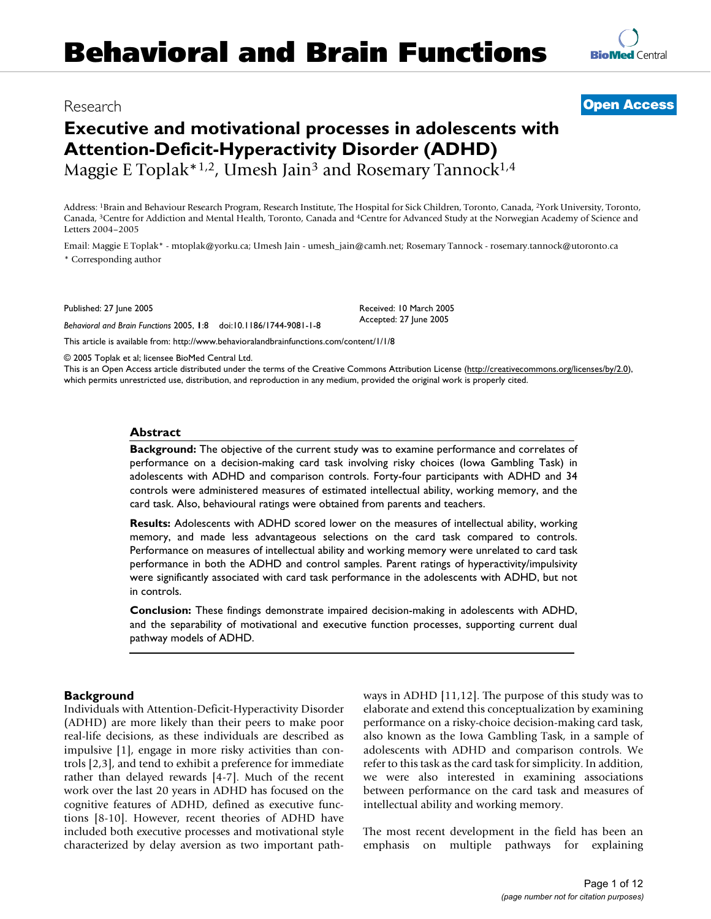# Executive and motivational processes in adolescents with Attention-Deficit-Hyperactivity Disorder (ADHD)

Research

**Open Access**

Maggie E Toplak*[1,2], Umesh Jain[3] and Rosemary Tannock[1,4]

Address: [1]Brain and Behaviour Research Program, Research Institute, The Hospital for Sick Children, Toronto, Canada, [2]York University, Toronto, Canada, [3]Centre for Addiction and Mental Health, Toronto, Canada and [4]Centre for Advanced Study at the Norwegian Academy of Science and Letters 2004–2005

Email: Maggie E Toplak* - mtoplak@yorku.ca; Umesh Jain - umesh_jain@camh.net; Rosemary Tannock - rosemary.tannock@utoronto.ca

\* Corresponding author

Published: 27 June 2005

*Behavioral and Brain Functions* 2005, **1**:8 doi:10.1186/1744-9081-1-8

Received: 10 March 2005
Accepted: 27 June 2005

This article is available from: http://www.behavioralandbrainfunctions.com/content/1/1/8

© 2005 Toplak et al; licensee BioMed Central Ltd.
This is an Open Access article distributed under the terms of the Creative Commons Attribution License (http://creativecommons.org/licenses/by/2.0), which permits unrestricted use, distribution, and reproduction in any medium, provided the original work is properly cited.

## Abstract

**Background:** The objective of the current study was to examine performance and correlates of performance on a decision-making card task involving risky choices (Iowa Gambling Task) in adolescents with ADHD and comparison controls. Forty-four participants with ADHD and 34 controls were administered measures of estimated intellectual ability, working memory, and the card task. Also, behavioural ratings were obtained from parents and teachers.

**Results:** Adolescents with ADHD scored lower on the measures of intellectual ability, working memory, and made less advantageous selections on the card task compared to controls. Performance on measures of intellectual ability and working memory were unrelated to card task performance in both the ADHD and control samples. Parent ratings of hyperactivity/impulsivity were significantly associated with card task performance in the adolescents with ADHD, but not in controls.

**Conclusion:** These findings demonstrate impaired decision-making in adolescents with ADHD, and the separability of motivational and executive function processes, supporting current dual pathway models of ADHD.

## Background

Individuals with Attention-Deficit-Hyperactivity Disorder (ADHD) are more likely than their peers to make poor real-life decisions, as these individuals are described as impulsive [1], engage in more risky activities than controls [2,3], and tend to exhibit a preference for immediate rather than delayed rewards [4-7]. Much of the recent work over the last 20 years in ADHD has focused on the cognitive features of ADHD, defined as executive functions [8-10]. However, recent theories of ADHD have included both executive processes and motivational style characterized by delay aversion as two important pathways in ADHD [11,12]. The purpose of this study was to elaborate and extend this conceptualization by examining performance on a risky-choice decision-making card task, also known as the Iowa Gambling Task, in a sample of adolescents with ADHD and comparison controls. We refer to this task as the card task for simplicity. In addition, we were also interested in examining associations between performance on the card task and measures of intellectual ability and working memory.

The most recent development in the field has been an emphasis on multiple pathways for explaining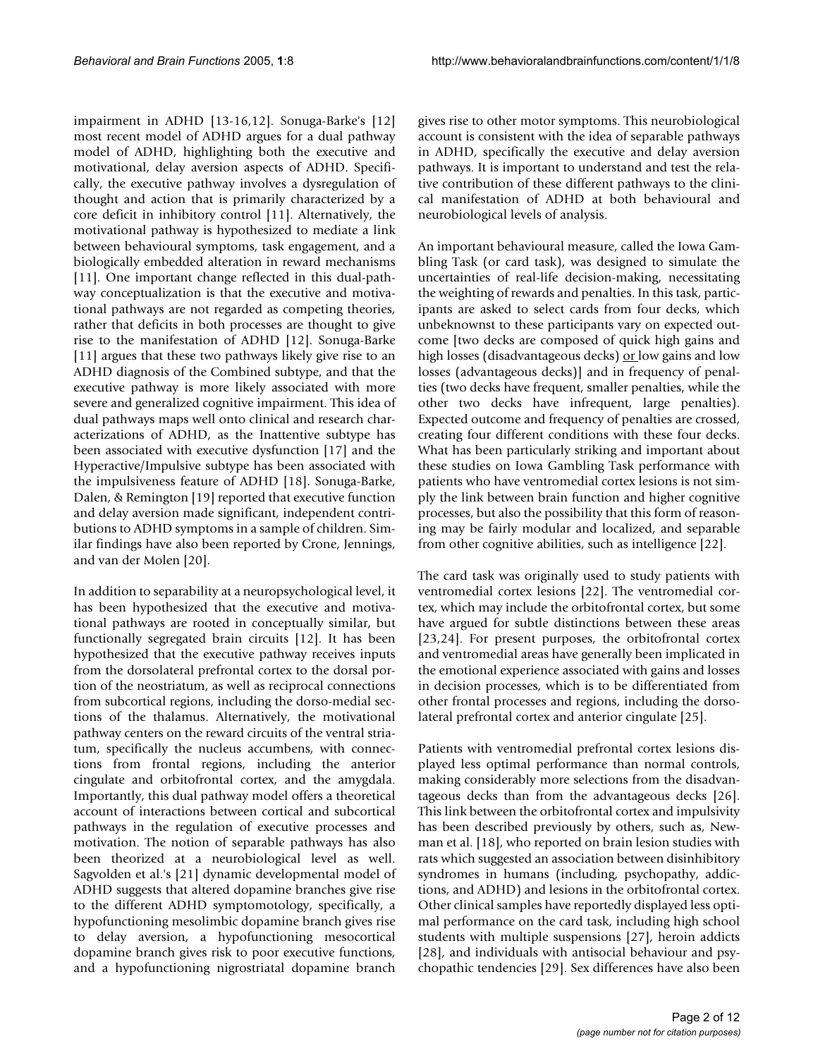impairment in ADHD [13-16,12]. Sonuga-Barke's [12] most recent model of ADHD argues for a dual pathway model of ADHD, highlighting both the executive and motivational, delay aversion aspects of ADHD. Specifically, the executive pathway involves a dysregulation of thought and action that is primarily characterized by a core deficit in inhibitory control [11]. Alternatively, the motivational pathway is hypothesized to mediate a link between behavioural symptoms, task engagement, and a biologically embedded alteration in reward mechanisms [11]. One important change reflected in this dual-pathway conceptualization is that the executive and motivational pathways are not regarded as competing theories, rather that deficits in both processes are thought to give rise to the manifestation of ADHD [12]. Sonuga-Barke [11] argues that these two pathways likely give rise to an ADHD diagnosis of the Combined subtype, and that the executive pathway is more likely associated with more severe and generalized cognitive impairment. This idea of dual pathways maps well onto clinical and research characterizations of ADHD, as the Inattentive subtype has been associated with executive dysfunction [17] and the Hyperactive/Impulsive subtype has been associated with the impulsiveness feature of ADHD [18]. Sonuga-Barke, Dalen, & Remington [19] reported that executive function and delay aversion made significant, independent contributions to ADHD symptoms in a sample of children. Similar findings have also been reported by Crone, Jennings, and van der Molen [20].

In addition to separability at a neuropsychological level, it has been hypothesized that the executive and motivational pathways are rooted in conceptually similar, but functionally segregated brain circuits [12]. It has been hypothesized that the executive pathway receives inputs from the dorsolateral prefrontal cortex to the dorsal portion of the neostriatum, as well as reciprocal connections from subcortical regions, including the dorso-medial sections of the thalamus. Alternatively, the motivational pathway centers on the reward circuits of the ventral striatum, specifically the nucleus accumbens, with connections from frontal regions, including the anterior cingulate and orbitofrontal cortex, and the amygdala. Importantly, this dual pathway model offers a theoretical account of interactions between cortical and subcortical pathways in the regulation of executive processes and motivation. The notion of separable pathways has also been theorized at a neurobiological level as well. Sagvolden et al.'s [21] dynamic developmental model of ADHD suggests that altered dopamine branches give rise to the different ADHD symptomotology, specifically, a hypofunctioning mesolimbic dopamine branch gives rise to delay aversion, a hypofunctioning mesocortical dopamine branch gives risk to poor executive functions, and a hypofunctioning nigrostriatal dopamine branch gives rise to other motor symptoms. This neurobiological account is consistent with the idea of separable pathways in ADHD, specifically the executive and delay aversion pathways. It is important to understand and test the relative contribution of these different pathways to the clinical manifestation of ADHD at both behavioural and neurobiological levels of analysis.

An important behavioural measure, called the Iowa Gambling Task (or card task), was designed to simulate the uncertainties of real-life decision-making, necessitating the weighting of rewards and penalties. In this task, participants are asked to select cards from four decks, which unbeknownst to these participants vary on expected outcome [two decks are composed of quick high gains and high losses (disadvantageous decks) or low gains and low losses (advantageous decks)] and in frequency of penalties (two decks have frequent, smaller penalties, while the other two decks have infrequent, large penalties). Expected outcome and frequency of penalties are crossed, creating four different conditions with these four decks. What has been particularly striking and important about these studies on Iowa Gambling Task performance with patients who have ventromedial cortex lesions is not simply the link between brain function and higher cognitive processes, but also the possibility that this form of reasoning may be fairly modular and localized, and separable from other cognitive abilities, such as intelligence [22].

The card task was originally used to study patients with ventromedial cortex lesions [22]. The ventromedial cortex, which may include the orbitofrontal cortex, but some have argued for subtle distinctions between these areas [23,24]. For present purposes, the orbitofrontal cortex and ventromedial areas have generally been implicated in the emotional experience associated with gains and losses in decision processes, which is to be differentiated from other frontal processes and regions, including the dorsolateral prefrontal cortex and anterior cingulate [25].

Patients with ventromedial prefrontal cortex lesions displayed less optimal performance than normal controls, making considerably more selections from the disadvantageous decks than from the advantageous decks [26]. This link between the orbitofrontal cortex and impulsivity has been described previously by others, such as, Newman et al. [18], who reported on brain lesion studies with rats which suggested an association between disinhibitory syndromes in humans (including, psychopathy, addictions, and ADHD) and lesions in the orbitofrontal cortex. Other clinical samples have reportedly displayed less optimal performance on the card task, including high school students with multiple suspensions [27], heroin addicts [28], and individuals with antisocial behaviour and psychopathic tendencies [29]. Sex differences have also been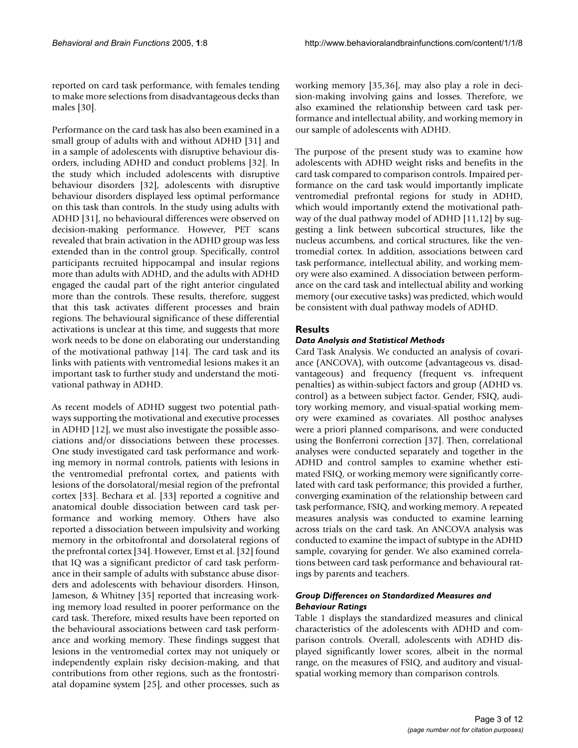reported on card task performance, with females tending to make more selections from disadvantageous decks than males [30].

Performance on the card task has also been examined in a small group of adults with and without ADHD [31] and in a sample of adolescents with disruptive behaviour disorders, including ADHD and conduct problems [32]. In the study which included adolescents with disruptive behaviour disorders [32], adolescents with disruptive behaviour disorders displayed less optimal performance on this task than controls. In the study using adults with ADHD [31], no behavioural differences were observed on decision-making performance. However, PET scans revealed that brain activation in the ADHD group was less extended than in the control group. Specifically, control participants recruited hippocampal and insular regions more than adults with ADHD, and the adults with ADHD engaged the caudal part of the right anterior cingulated more than the controls. These results, therefore, suggest that this task activates different processes and brain regions. The behavioural significance of these differential activations is unclear at this time, and suggests that more work needs to be done on elaborating our understanding of the motivational pathway [14]. The card task and its links with patients with ventromedial lesions makes it an important task to further study and understand the motivational pathway in ADHD.

As recent models of ADHD suggest two potential pathways supporting the motivational and executive processes in ADHD [12], we must also investigate the possible associations and/or dissociations between these processes. One study investigated card task performance and working memory in normal controls, patients with lesions in the ventromedial prefrontal cortex, and patients with lesions of the dorsolatoral/mesial region of the prefrontal cortex [33]. Bechara et al. [33] reported a cognitive and anatomical double dissociation between card task performance and working memory. Others have also reported a dissociation between impulsivity and working memory in the orbitofrontal and dorsolateral regions of the prefrontal cortex [34]. However, Ernst et al. [32] found that IQ was a significant predictor of card task performance in their sample of adults with substance abuse disorders and adolescents with behaviour disorders. Hinson, Jameson, & Whitney [35] reported that increasing working memory load resulted in poorer performance on the card task. Therefore, mixed results have been reported on the behavioural associations between card task performance and working memory. These findings suggest that lesions in the ventromedial cortex may not uniquely or independently explain risky decision-making, and that contributions from other regions, such as the frontostriatal dopamine system [25], and other processes, such as working memory [35,36], may also play a role in decision-making involving gains and losses. Therefore, we also examined the relationship between card task performance and intellectual ability, and working memory in our sample of adolescents with ADHD.

The purpose of the present study was to examine how adolescents with ADHD weight risks and benefits in the card task compared to comparison controls. Impaired performance on the card task would importantly implicate ventromedial prefrontal regions for study in ADHD, which would importantly extend the motivational pathway of the dual pathway model of ADHD [11,12] by suggesting a link between subcortical structures, like the nucleus accumbens, and cortical structures, like the ventromedial cortex. In addition, associations between card task performance, intellectual ability, and working memory were also examined. A dissociation between performance on the card task and intellectual ability and working memory (our executive tasks) was predicted, which would be consistent with dual pathway models of ADHD.

## Results

### *Data Analysis and Statistical Methods*

Card Task Analysis. We conducted an analysis of covariance (ANCOVA), with outcome (advantageous vs. disadvantageous) and frequency (frequent vs. infrequent penalties) as within-subject factors and group (ADHD vs. control) as a between subject factor. Gender, FSIQ, auditory working memory, and visual-spatial working memory were examined as covariates. All posthoc analyses were a priori planned comparisons, and were conducted using the Bonferroni correction [37]. Then, correlational analyses were conducted separately and together in the ADHD and control samples to examine whether estimated FSIQ, or working memory were significantly correlated with card task performance; this provided a further, converging examination of the relationship between card task performance, FSIQ, and working memory. A repeated measures analysis was conducted to examine learning across trials on the card task. An ANCOVA analysis was conducted to examine the impact of subtype in the ADHD sample, covarying for gender. We also examined correlations between card task performance and behavioural ratings by parents and teachers.

### *Group Differences on Standardized Measures and Behaviour Ratings*

Table 1 displays the standardized measures and clinical characteristics of the adolescents with ADHD and comparison controls. Overall, adolescents with ADHD displayed significantly lower scores, albeit in the normal range, on the measures of FSIQ, and auditory and visual-spatial working memory than comparison controls.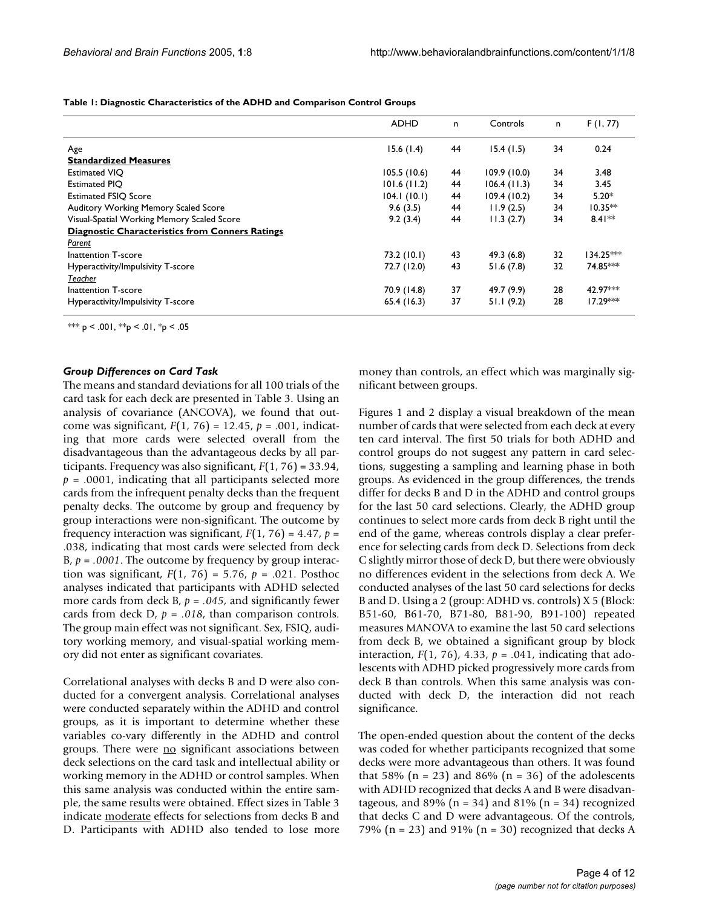**Table 1: Diagnostic Characteristics of the ADHD and Comparison Control Groups**

| | ADHD | n | Controls | n | F (1, 77) |
|---|---|---|---|---|---|
| Age | 15.6 (1.4) | 44 | 15.4 (1.5) | 34 | 0.24 |
| **Standardized Measures** | | | | | |
| Estimated VIQ | 105.5 (10.6) | 44 | 109.9 (10.0) | 34 | 3.48 |
| Estimated PIQ | 101.6 (11.2) | 44 | 106.4 (11.3) | 34 | 3.45 |
| Estimated FSIQ Score | 104.1 (10.1) | 44 | 109.4 (10.2) | 34 | 5.20* |
| Auditory Working Memory Scaled Score | 9.6 (3.5) | 44 | 11.9 (2.5) | 34 | 10.35** |
| Visual-Spatial Working Memory Scaled Score | 9.2 (3.4) | 44 | 11.3 (2.7) | 34 | 8.41** |
| **Diagnostic Characteristics from Conners Ratings** | | | | | |
| *Parent* | | | | | |
| Inattention T-score | 73.2 (10.1) | 43 | 49.3 (6.8) | 32 | 134.25*** |
| Hyperactivity/Impulsivity T-score | 72.7 (12.0) | 43 | 51.6 (7.8) | 32 | 74.85*** |
| *Teacher* | | | | | |
| Inattention T-score | 70.9 (14.8) | 37 | 49.7 (9.9) | 28 | 42.97*** |
| Hyperactivity/Impulsivity T-score | 65.4 (16.3) | 37 | 51.1 (9.2) | 28 | 17.29*** |

*** p < .001, **p < .01, *p < .05

### *Group Differences on Card Task*

The means and standard deviations for all 100 trials of the card task for each deck are presented in Table 3. Using an analysis of covariance (ANCOVA), we found that outcome was significant, $F(1, 76) = 12.45$, $p = .001$, indicating that more cards were selected overall from the disadvantageous than the advantageous decks by all participants. Frequency was also significant, $F(1, 76) = 33.94$, $p = .0001$, indicating that all participants selected more cards from the infrequent penalty decks than the frequent penalty decks. The outcome by group and frequency by group interactions were non-significant. The outcome by frequency interaction was significant, $F(1, 76) = 4.47$, $p = .038$, indicating that most cards were selected from deck B, $p = .0001$. The outcome by frequency by group interaction was significant, $F(1, 76) = 5.76$, $p = .021$. Posthoc analyses indicated that participants with ADHD selected more cards from deck B, $p = .045$, and significantly fewer cards from deck D, $p = .018$, than comparison controls. The group main effect was not significant. Sex, FSIQ, auditory working memory, and visual-spatial working memory did not enter as significant covariates.

Correlational analyses with decks B and D were also conducted for a convergent analysis. Correlational analyses were conducted separately within the ADHD and control groups, as it is important to determine whether these variables co-vary differently in the ADHD and control groups. There were no significant associations between deck selections on the card task and intellectual ability or working memory in the ADHD or control samples. When this same analysis was conducted within the entire sample, the same results were obtained. Effect sizes in Table 3 indicate moderate effects for selections from decks B and D. Participants with ADHD also tended to lose more money than controls, an effect which was marginally significant between groups.

Figures 1 and 2 display a visual breakdown of the mean number of cards that were selected from each deck at every ten card interval. The first 50 trials for both ADHD and control groups do not suggest any pattern in card selections, suggesting a sampling and learning phase in both groups. As evidenced in the group differences, the trends differ for decks B and D in the ADHD and control groups for the last 50 card selections. Clearly, the ADHD group continues to select more cards from deck B right until the end of the game, whereas controls display a clear preference for selecting cards from deck D. Selections from deck C slightly mirror those of deck D, but there were obviously no differences evident in the selections from deck A. We conducted analyses of the last 50 card selections for decks B and D. Using a 2 (group: ADHD vs. controls) X 5 (Block: B51-60, B61-70, B71-80, B81-90, B91-100) repeated measures MANOVA to examine the last 50 card selections from deck B, we obtained a significant group by block interaction, $F(1, 76)$, 4.33, $p = .041$, indicating that adolescents with ADHD picked progressively more cards from deck B than controls. When this same analysis was conducted with deck D, the interaction did not reach significance.

The open-ended question about the content of the decks was coded for whether participants recognized that some decks were more advantageous than others. It was found that 58% (n = 23) and 86% (n = 36) of the adolescents with ADHD recognized that decks A and B were disadvantageous, and 89% (n = 34) and 81% (n = 34) recognized that decks C and D were advantageous. Of the controls, 79% (n = 23) and 91% (n = 30) recognized that decks A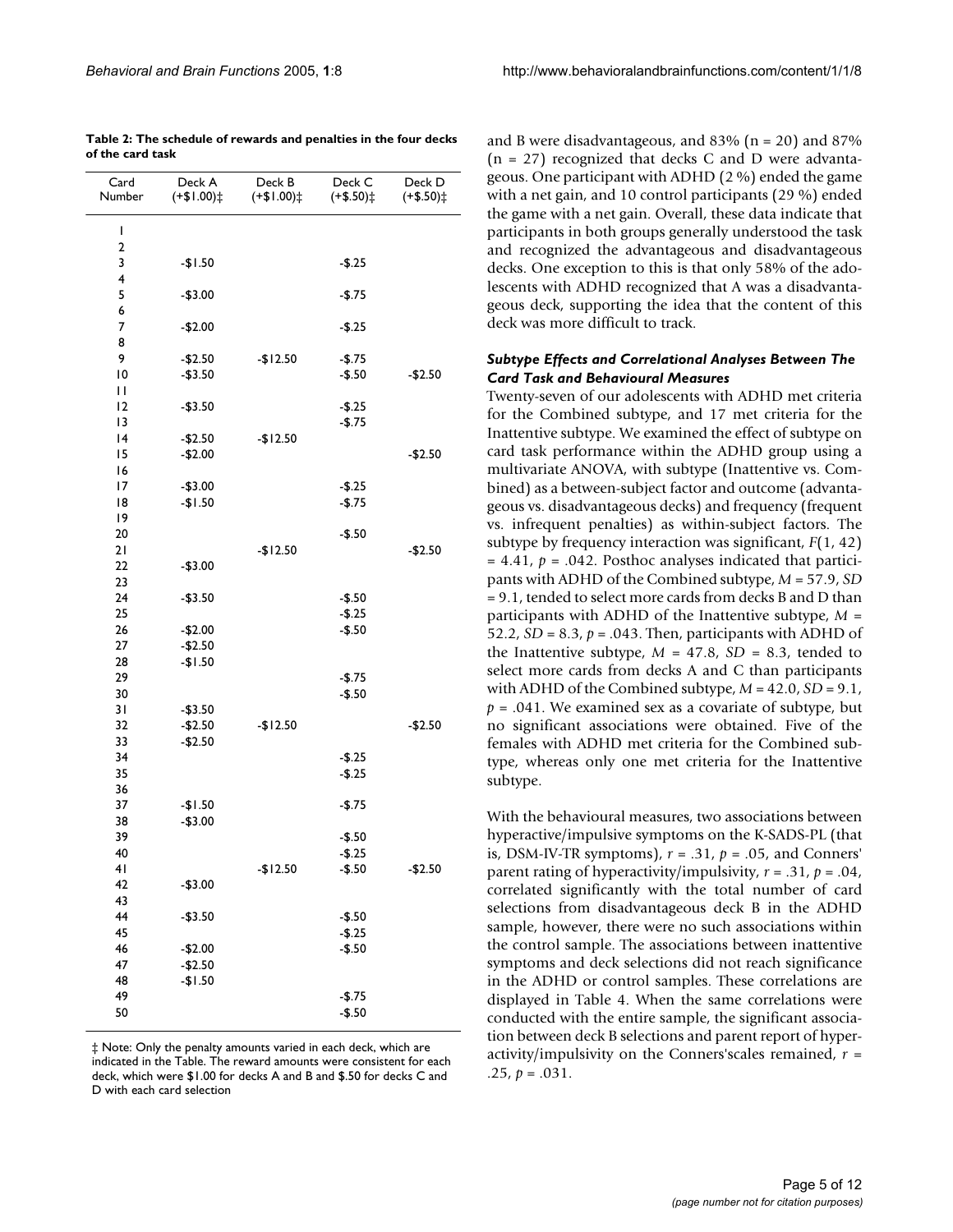**Table 2: The schedule of rewards and penalties in the four decks of the card task**

| Card Number | Deck A (+$1.00)‡ | Deck B (+$1.00)‡ | Deck C (+$.50)‡ | Deck D (+$.50)‡ |
|---|---|---|---|---|
| 1 | | | | |
| 2 | | | | |
| 3 | -$1.50 | | -$.25 | |
| 4 | | | | |
| 5 | -$3.00 | | -$.75 | |
| 6 | | | | |
| 7 | -$2.00 | | -$.25 | |
| 8 | | | | |
| 9 | -$2.50 | -$12.50 | -$.75 | |
| 10 | -$3.50 | | -$.50 | -$2.50 |
| 11 | | | | |
| 12 | -$3.50 | | -$.25 | |
| 13 | | | -$.75 | |
| 14 | -$2.50 | -$12.50 | | |
| 15 | -$2.00 | | | -$2.50 |
| 16 | | | | |
| 17 | -$3.00 | | -$.25 | |
| 18 | -$1.50 | | -$.75 | |
| 19 | | | | |
| 20 | | | -$.50 | |
| 21 | | -$12.50 | | -$2.50 |
| 22 | -$3.00 | | | |
| 23 | | | | |
| 24 | -$3.50 | | -$.50 | |
| 25 | | | -$.25 | |
| 26 | -$2.00 | | -$.50 | |
| 27 | -$2.50 | | | |
| 28 | -$1.50 | | | |
| 29 | | | -$.75 | |
| 30 | | | -$.50 | |
| 31 | -$3.50 | | | |
| 32 | -$2.50 | -$12.50 | | -$2.50 |
| 33 | -$2.50 | | | |
| 34 | | | -$.25 | |
| 35 | | | -$.25 | |
| 36 | | | | |
| 37 | -$1.50 | | -$.75 | |
| 38 | -$3.00 | | | |
| 39 | | | -$.50 | |
| 40 | | | -$.25 | |
| 41 | | -$12.50 | -$.50 | -$2.50 |
| 42 | -$3.00 | | | |
| 43 | | | | |
| 44 | -$3.50 | | -$.50 | |
| 45 | | | -$.25 | |
| 46 | -$2.00 | | -$.50 | |
| 47 | -$2.50 | | | |
| 48 | -$1.50 | | | |
| 49 | | | -$.75 | |
| 50 | | | -$.50 | |

‡ Note: Only the penalty amounts varied in each deck, which are indicated in the Table. The reward amounts were consistent for each deck, which were $1.00 for decks A and B and $.50 for decks C and D with each card selection

and B were disadvantageous, and 83% (n = 20) and 87% (n = 27) recognized that decks C and D were advantageous. One participant with ADHD (2 %) ended the game with a net gain, and 10 control participants (29 %) ended the game with a net gain. Overall, these data indicate that participants in both groups generally understood the task and recognized the advantageous and disadvantageous decks. One exception to this is that only 58% of the adolescents with ADHD recognized that A was a disadvantageous deck, supporting the idea that the content of this deck was more difficult to track.

### *Subtype Effects and Correlational Analyses Between The Card Task and Behavioural Measures*

Twenty-seven of our adolescents with ADHD met criteria for the Combined subtype, and 17 met criteria for the Inattentive subtype. We examined the effect of subtype on card task performance within the ADHD group using a multivariate ANOVA, with subtype (Inattentive vs. Combined) as a between-subject factor and outcome (advantageous vs. disadvantageous decks) and frequency (frequent vs. infrequent penalties) as within-subject factors. The subtype by frequency interaction was significant, $F(1, 42) = 4.41$, $p = .042$. Posthoc analyses indicated that participants with ADHD of the Combined subtype, $M = 57.9$, $SD = 9.1$, tended to select more cards from decks B and D than participants with ADHD of the Inattentive subtype, $M = 52.2$, $SD = 8.3$, $p = .043$. Then, participants with ADHD of the Inattentive subtype, $M = 47.8$, $SD = 8.3$, tended to select more cards from decks A and C than participants with ADHD of the Combined subtype, $M = 42.0$, $SD = 9.1$, $p = .041$. We examined sex as a covariate of subtype, but no significant associations were obtained. Five of the females with ADHD met criteria for the Combined subtype, whereas only one met criteria for the Inattentive subtype.

With the behavioural measures, two associations between hyperactive/impulsive symptoms on the K-SADS-PL (that is, DSM-IV-TR symptoms), $r = .31$, $p = .05$, and Conners' parent rating of hyperactivity/impulsivity, $r = .31$, $p = .04$, correlated significantly with the total number of card selections from disadvantageous deck B in the ADHD sample, however, there were no such associations within the control sample. The associations between inattentive symptoms and deck selections did not reach significance in the ADHD or control samples. These correlations are displayed in Table 4. When the same correlations were conducted with the entire sample, the significant association between deck B selections and parent report of hyperactivity/impulsivity on the Conners'scales remained, $r = .25$, $p = .031$.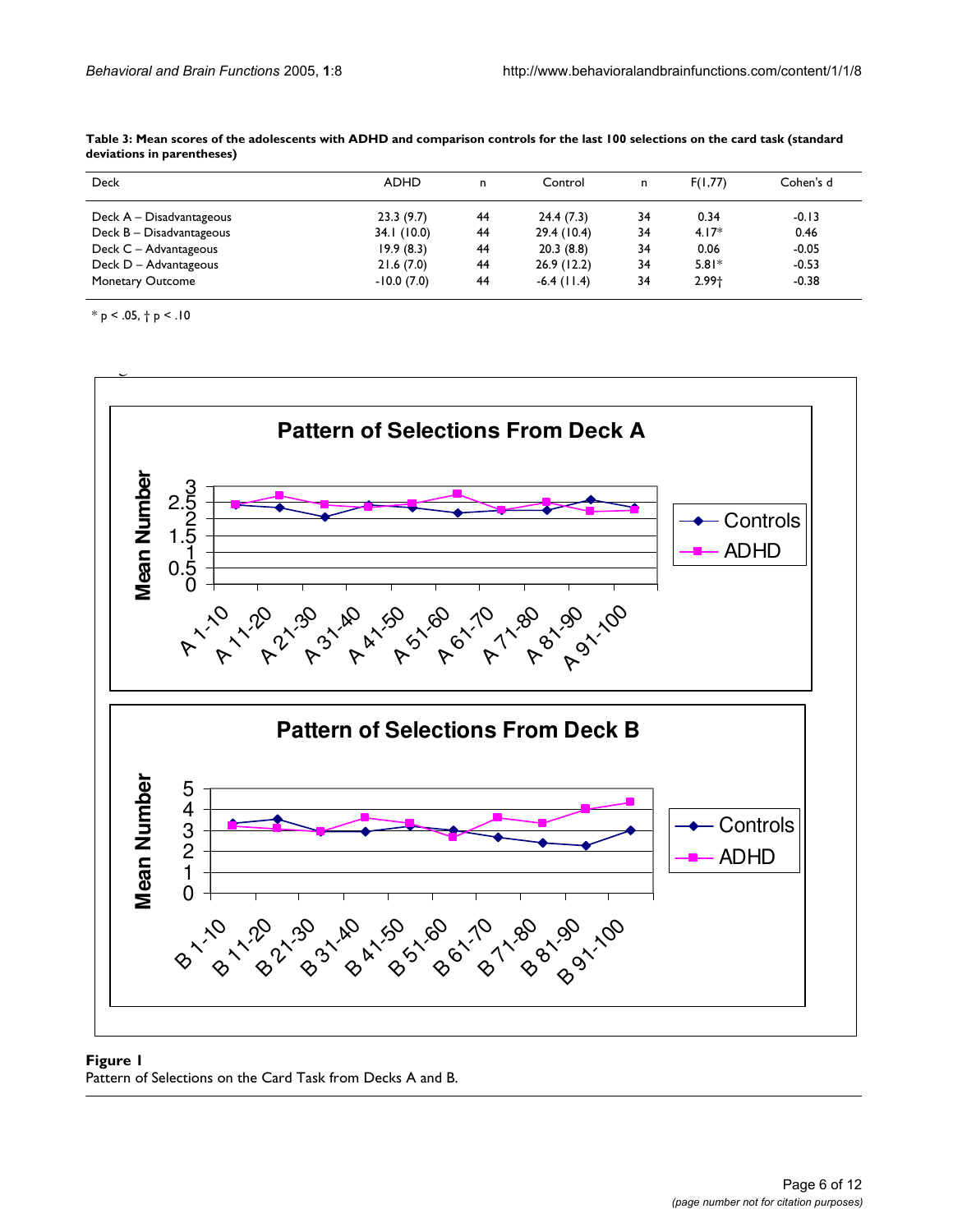**Table 3: Mean scores of the adolescents with ADHD and comparison controls for the last 100 selections on the card task (standard deviations in parentheses)**

| Deck | ADHD | n | Control | n | F(1,77) | Cohen's d |
| --- | --- | --- | --- | --- | --- | --- |
| Deck A – Disadvantageous | 23.3 (9.7) | 44 | 24.4 (7.3) | 34 | 0.34 | -0.13 |
| Deck B – Disadvantageous | 34.1 (10.0) | 44 | 29.4 (10.4) | 34 | 4.17* | 0.46 |
| Deck C – Advantageous | 19.9 (8.3) | 44 | 20.3 (8.8) | 34 | 0.06 | -0.05 |
| Deck D – Advantageous | 21.6 (7.0) | 44 | 26.9 (12.2) | 34 | 5.81* | -0.53 |
| Monetary Outcome | -10.0 (7.0) | 44 | -6.4 (11.4) | 34 | 2.99† | -0.38 |

* p < .05, † p < .10

**Figure 1**
Pattern of Selections on the Card Task from Decks A and B.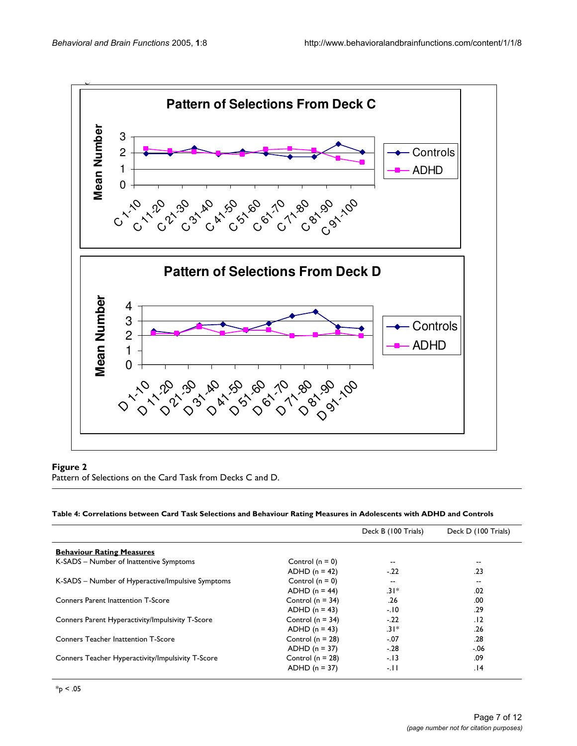**Figure 2**
Pattern of Selections on the Card Task from Decks C and D.

**Table 4: Correlations between Card Task Selections and Behaviour Rating Measures in Adolescents with ADHD and Controls**

| | | Deck B (100 Trials) | Deck D (100 Trials) |
|---|---|---|---|
| **Behaviour Rating Measures** | | | |
| K-SADS – Number of Inattentive Symptoms | Control (n = 0) | -- | -- |
| | ADHD (n = 42) | -.22 | .23 |
| K-SADS – Number of Hyperactive/Impulsive Symptoms | Control (n = 0) | -- | -- |
| | ADHD (n = 44) | .31* | .02 |
| Conners Parent Inattention T-Score | Control (n = 34) | .26 | .00 |
| | ADHD (n = 43) | -.10 | .29 |
| Conners Parent Hyperactivity/Impulsivity T-Score | Control (n = 34) | -.22 | .12 |
| | ADHD (n = 43) | .31* | .26 |
| Conners Teacher Inattention T-Score | Control (n = 28) | -.07 | .28 |
| | ADHD (n = 37) | -.28 | -.06 |
| Conners Teacher Hyperactivity/Impulsivity T-Score | Control (n = 28) | -.13 | .09 |
| | ADHD (n = 37) | -.11 | .14 |

*p < .05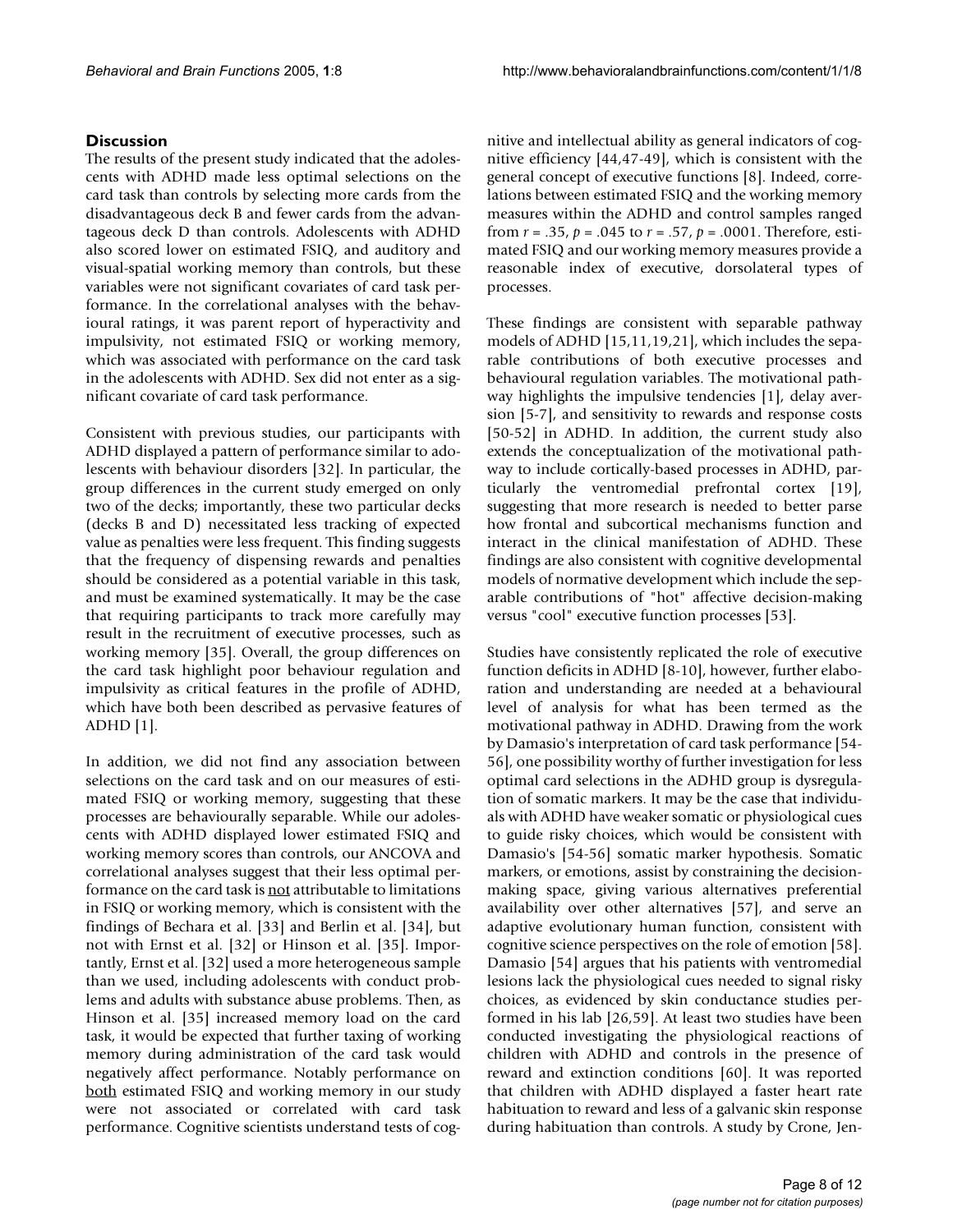## Discussion

The results of the present study indicated that the adolescents with ADHD made less optimal selections on the card task than controls by selecting more cards from the disadvantageous deck B and fewer cards from the advantageous deck D than controls. Adolescents with ADHD also scored lower on estimated FSIQ, and auditory and visual-spatial working memory than controls, but these variables were not significant covariates of card task performance. In the correlational analyses with the behavioural ratings, it was parent report of hyperactivity and impulsivity, not estimated FSIQ or working memory, which was associated with performance on the card task in the adolescents with ADHD. Sex did not enter as a significant covariate of card task performance.

Consistent with previous studies, our participants with ADHD displayed a pattern of performance similar to adolescents with behaviour disorders [32]. In particular, the group differences in the current study emerged on only two of the decks; importantly, these two particular decks (decks B and D) necessitated less tracking of expected value as penalties were less frequent. This finding suggests that the frequency of dispensing rewards and penalties should be considered as a potential variable in this task, and must be examined systematically. It may be the case that requiring participants to track more carefully may result in the recruitment of executive processes, such as working memory [35]. Overall, the group differences on the card task highlight poor behaviour regulation and impulsivity as critical features in the profile of ADHD, which have both been described as pervasive features of ADHD [1].

In addition, we did not find any association between selections on the card task and on our measures of estimated FSIQ or working memory, suggesting that these processes are behaviourally separable. While our adolescents with ADHD displayed lower estimated FSIQ and working memory scores than controls, our ANCOVA and correlational analyses suggest that their less optimal performance on the card task is not attributable to limitations in FSIQ or working memory, which is consistent with the findings of Bechara et al. [33] and Berlin et al. [34], but not with Ernst et al. [32] or Hinson et al. [35]. Importantly, Ernst et al. [32] used a more heterogeneous sample than we used, including adolescents with conduct problems and adults with substance abuse problems. Then, as Hinson et al. [35] increased memory load on the card task, it would be expected that further taxing of working memory during administration of the card task would negatively affect performance. Notably performance on both estimated FSIQ and working memory in our study were not associated or correlated with card task performance. Cognitive scientists understand tests of cognitive and intellectual ability as general indicators of cognitive efficiency [44,47-49], which is consistent with the general concept of executive functions [8]. Indeed, correlations between estimated FSIQ and the working memory measures within the ADHD and control samples ranged from $r = .35$, $p = .045$ to $r = .57$, $p = .0001$. Therefore, estimated FSIQ and our working memory measures provide a reasonable index of executive, dorsolateral types of processes.

These findings are consistent with separable pathway models of ADHD [15,11,19,21], which includes the separable contributions of both executive processes and behavioural regulation variables. The motivational pathway highlights the impulsive tendencies [1], delay aversion [5-7], and sensitivity to rewards and response costs [50-52] in ADHD. In addition, the current study also extends the conceptualization of the motivational pathway to include cortically-based processes in ADHD, particularly the ventromedial prefrontal cortex [19], suggesting that more research is needed to better parse how frontal and subcortical mechanisms function and interact in the clinical manifestation of ADHD. These findings are also consistent with cognitive developmental models of normative development which include the separable contributions of "hot" affective decision-making versus "cool" executive function processes [53].

Studies have consistently replicated the role of executive function deficits in ADHD [8-10], however, further elaboration and understanding are needed at a behavioural level of analysis for what has been termed as the motivational pathway in ADHD. Drawing from the work by Damasio's interpretation of card task performance [54-56], one possibility worthy of further investigation for less optimal card selections in the ADHD group is dysregulation of somatic markers. It may be the case that individuals with ADHD have weaker somatic or physiological cues to guide risky choices, which would be consistent with Damasio's [54-56] somatic marker hypothesis. Somatic markers, or emotions, assist by constraining the decision-making space, giving various alternatives preferential availability over other alternatives [57], and serve an adaptive evolutionary human function, consistent with cognitive science perspectives on the role of emotion [58]. Damasio [54] argues that his patients with ventromedial lesions lack the physiological cues needed to signal risky choices, as evidenced by skin conductance studies performed in his lab [26,59]. At least two studies have been conducted investigating the physiological reactions of children with ADHD and controls in the presence of reward and extinction conditions [60]. It was reported that children with ADHD displayed a faster heart rate habituation to reward and less of a galvanic skin response during habituation than controls. A study by Crone, Jen-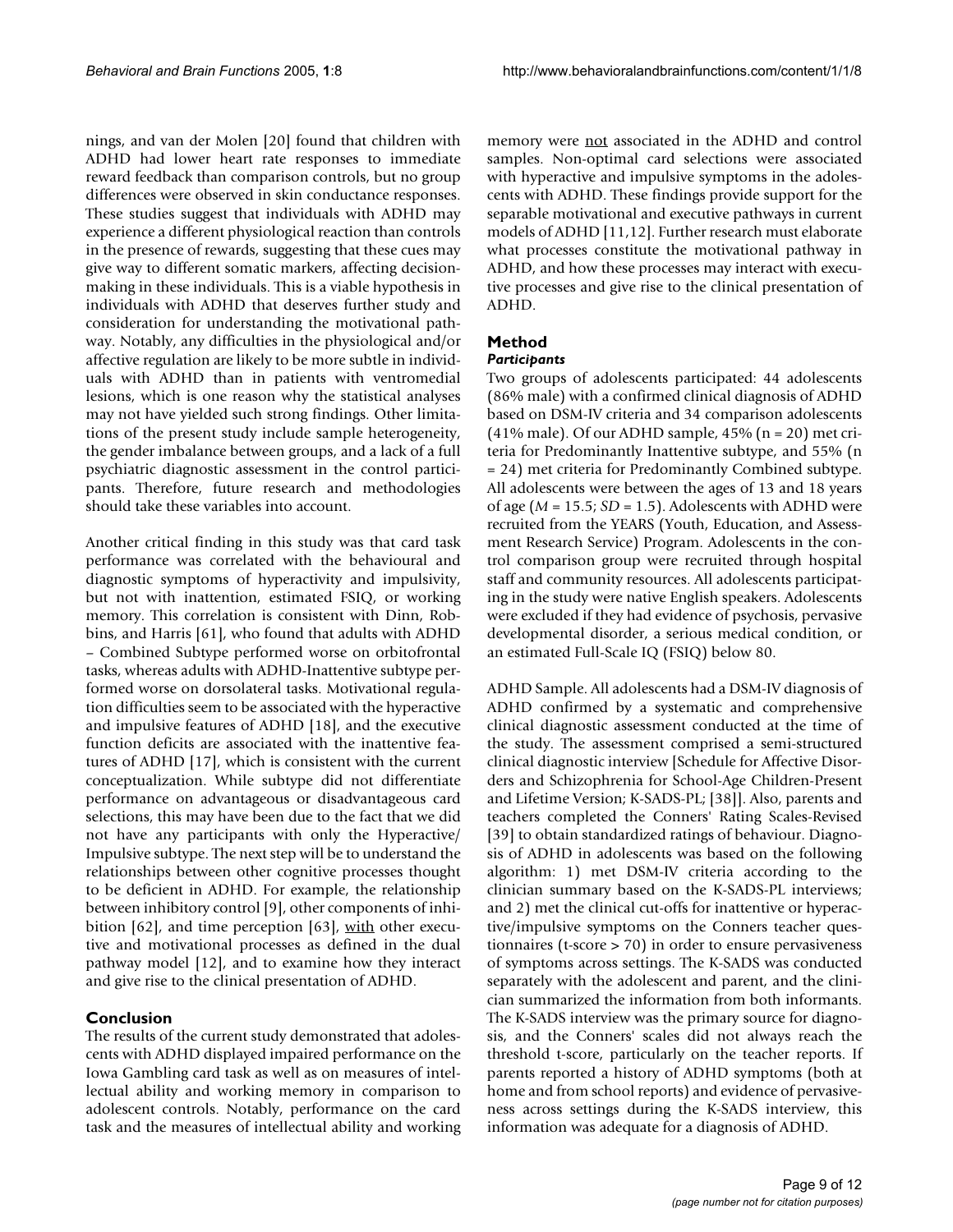nings, and van der Molen [20] found that children with ADHD had lower heart rate responses to immediate reward feedback than comparison controls, but no group differences were observed in skin conductance responses. These studies suggest that individuals with ADHD may experience a different physiological reaction than controls in the presence of rewards, suggesting that these cues may give way to different somatic markers, affecting decision-making in these individuals. This is a viable hypothesis in individuals with ADHD that deserves further study and consideration for understanding the motivational pathway. Notably, any difficulties in the physiological and/or affective regulation are likely to be more subtle in individuals with ADHD than in patients with ventromedial lesions, which is one reason why the statistical analyses may not have yielded such strong findings. Other limitations of the present study include sample heterogeneity, the gender imbalance between groups, and a lack of a full psychiatric diagnostic assessment in the control participants. Therefore, future research and methodologies should take these variables into account.

Another critical finding in this study was that card task performance was correlated with the behavioural and diagnostic symptoms of hyperactivity and impulsivity, but not with inattention, estimated FSIQ, or working memory. This correlation is consistent with Dinn, Robbins, and Harris [61], who found that adults with ADHD – Combined Subtype performed worse on orbitofrontal tasks, whereas adults with ADHD-Inattentive subtype performed worse on dorsolateral tasks. Motivational regulation difficulties seem to be associated with the hyperactive and impulsive features of ADHD [18], and the executive function deficits are associated with the inattentive features of ADHD [17], which is consistent with the current conceptualization. While subtype did not differentiate performance on advantageous or disadvantageous card selections, this may have been due to the fact that we did not have any participants with only the Hyperactive/Impulsive subtype. The next step will be to understand the relationships between other cognitive processes thought to be deficient in ADHD. For example, the relationship between inhibitory control [9], other components of inhibition [62], and time perception [63], <u>with</u> other executive and motivational processes as defined in the dual pathway model [12], and to examine how they interact and give rise to the clinical presentation of ADHD.

## Conclusion

The results of the current study demonstrated that adolescents with ADHD displayed impaired performance on the Iowa Gambling card task as well as on measures of intellectual ability and working memory in comparison to adolescent controls. Notably, performance on the card task and the measures of intellectual ability and working memory were <u>not</u> associated in the ADHD and control samples. Non-optimal card selections were associated with hyperactive and impulsive symptoms in the adolescents with ADHD. These findings provide support for the separable motivational and executive pathways in current models of ADHD [11,12]. Further research must elaborate what processes constitute the motivational pathway in ADHD, and how these processes may interact with executive processes and give rise to the clinical presentation of ADHD.

## Method

### *Participants*

Two groups of adolescents participated: 44 adolescents (86% male) with a confirmed clinical diagnosis of ADHD based on DSM-IV criteria and 34 comparison adolescents (41% male). Of our ADHD sample, 45% (n = 20) met criteria for Predominantly Inattentive subtype, and 55% (n = 24) met criteria for Predominantly Combined subtype. All adolescents were between the ages of 13 and 18 years of age ($M = 15.5$; $SD = 1.5$). Adolescents with ADHD were recruited from the YEARS (Youth, Education, and Assessment Research Service) Program. Adolescents in the control comparison group were recruited through hospital staff and community resources. All adolescents participating in the study were native English speakers. Adolescents were excluded if they had evidence of psychosis, pervasive developmental disorder, a serious medical condition, or an estimated Full-Scale IQ (FSIQ) below 80.

ADHD Sample. All adolescents had a DSM-IV diagnosis of ADHD confirmed by a systematic and comprehensive clinical diagnostic assessment conducted at the time of the study. The assessment comprised a semi-structured clinical diagnostic interview [Schedule for Affective Disorders and Schizophrenia for School-Age Children-Present and Lifetime Version; K-SADS-PL; [38]]. Also, parents and teachers completed the Conners' Rating Scales-Revised [39] to obtain standardized ratings of behaviour. Diagnosis of ADHD in adolescents was based on the following algorithm: 1) met DSM-IV criteria according to the clinician summary based on the K-SADS-PL interviews; and 2) met the clinical cut-offs for inattentive or hyperactive/impulsive symptoms on the Conners teacher questionnaires (t-score > 70) in order to ensure pervasiveness of symptoms across settings. The K-SADS was conducted separately with the adolescent and parent, and the clinician summarized the information from both informants. The K-SADS interview was the primary source for diagnosis, and the Conners' scales did not always reach the threshold t-score, particularly on the teacher reports. If parents reported a history of ADHD symptoms (both at home and from school reports) and evidence of pervasiveness across settings during the K-SADS interview, this information was adequate for a diagnosis of ADHD.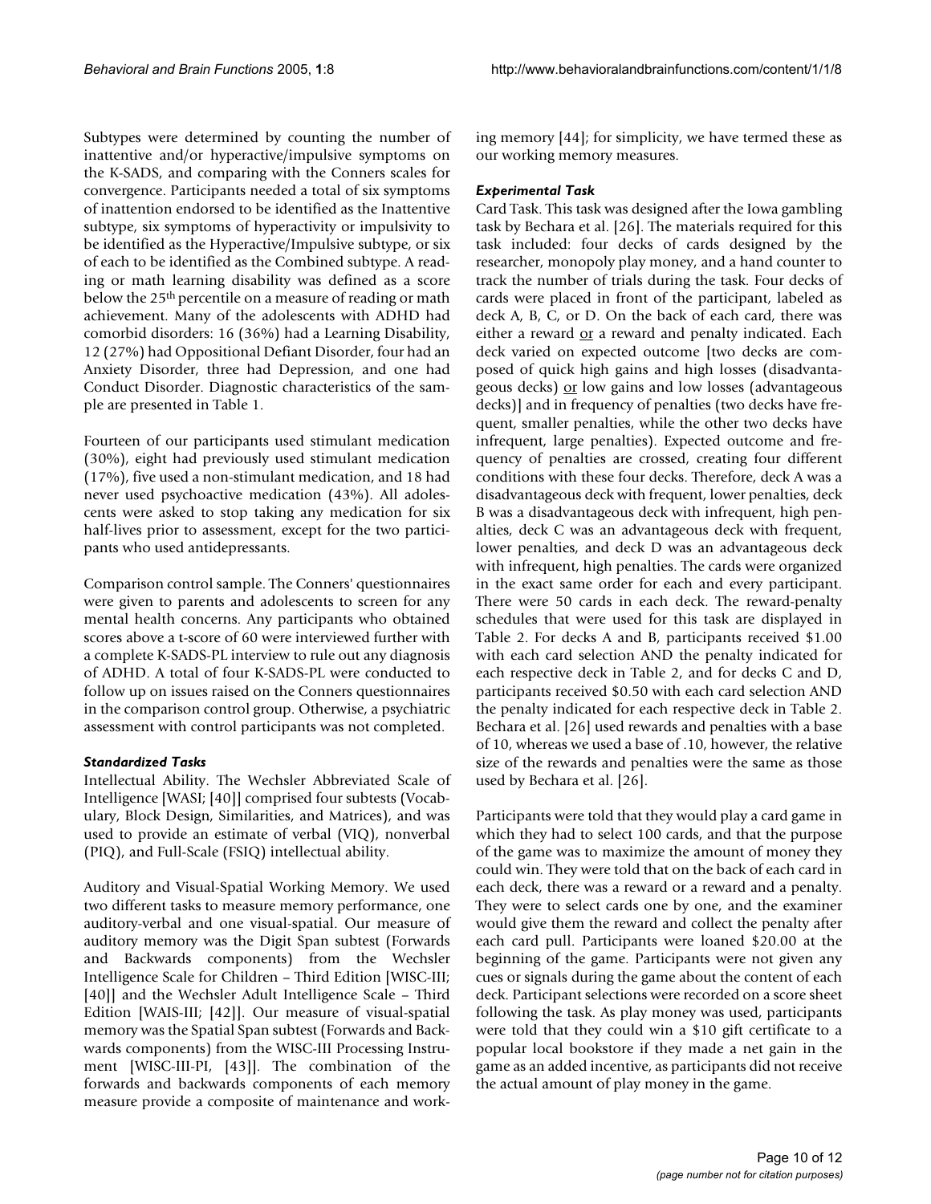Subtypes were determined by counting the number of inattentive and/or hyperactive/impulsive symptoms on the K-SADS, and comparing with the Conners scales for convergence. Participants needed a total of six symptoms of inattention endorsed to be identified as the Inattentive subtype, six symptoms of hyperactivity or impulsivity to be identified as the Hyperactive/Impulsive subtype, or six of each to be identified as the Combined subtype. A reading or math learning disability was defined as a score below the 25th percentile on a measure of reading or math achievement. Many of the adolescents with ADHD had comorbid disorders: 16 (36%) had a Learning Disability, 12 (27%) had Oppositional Defiant Disorder, four had an Anxiety Disorder, three had Depression, and one had Conduct Disorder. Diagnostic characteristics of the sample are presented in Table 1.

Fourteen of our participants used stimulant medication (30%), eight had previously used stimulant medication (17%), five used a non-stimulant medication, and 18 had never used psychoactive medication (43%). All adolescents were asked to stop taking any medication for six half-lives prior to assessment, except for the two participants who used antidepressants.

Comparison control sample. The Conners' questionnaires were given to parents and adolescents to screen for any mental health concerns. Any participants who obtained scores above a t-score of 60 were interviewed further with a complete K-SADS-PL interview to rule out any diagnosis of ADHD. A total of four K-SADS-PL were conducted to follow up on issues raised on the Conners questionnaires in the comparison control group. Otherwise, a psychiatric assessment with control participants was not completed.

### *Standardized Tasks*

Intellectual Ability. The Wechsler Abbreviated Scale of Intelligence [WASI; [40]] comprised four subtests (Vocabulary, Block Design, Similarities, and Matrices), and was used to provide an estimate of verbal (VIQ), nonverbal (PIQ), and Full-Scale (FSIQ) intellectual ability.

Auditory and Visual-Spatial Working Memory. We used two different tasks to measure memory performance, one auditory-verbal and one visual-spatial. Our measure of auditory memory was the Digit Span subtest (Forwards and Backwards components) from the Wechsler Intelligence Scale for Children – Third Edition [WISC-III; [40]] and the Wechsler Adult Intelligence Scale – Third Edition [WAIS-III; [42]]. Our measure of visual-spatial memory was the Spatial Span subtest (Forwards and Backwards components) from the WISC-III Processing Instrument [WISC-III-PI, [43]]. The combination of the forwards and backwards components of each memory measure provide a composite of maintenance and working memory [44]; for simplicity, we have termed these as our working memory measures.

### *Experimental Task*

Card Task. This task was designed after the Iowa gambling task by Bechara et al. [26]. The materials required for this task included: four decks of cards designed by the researcher, monopoly play money, and a hand counter to track the number of trials during the task. Four decks of cards were placed in front of the participant, labeled as deck A, B, C, or D. On the back of each card, there was either a reward or a reward and penalty indicated. Each deck varied on expected outcome [two decks are composed of quick high gains and high losses (disadvantageous decks) or low gains and low losses (advantageous decks)] and in frequency of penalties (two decks have frequent, smaller penalties, while the other two decks have infrequent, large penalties). Expected outcome and frequency of penalties are crossed, creating four different conditions with these four decks. Therefore, deck A was a disadvantageous deck with frequent, lower penalties, deck B was a disadvantageous deck with infrequent, high penalties, deck C was an advantageous deck with frequent, lower penalties, and deck D was an advantageous deck with infrequent, high penalties. The cards were organized in the exact same order for each and every participant. There were 50 cards in each deck. The reward-penalty schedules that were used for this task are displayed in Table 2. For decks A and B, participants received $1.00 with each card selection AND the penalty indicated for each respective deck in Table 2, and for decks C and D, participants received $0.50 with each card selection AND the penalty indicated for each respective deck in Table 2. Bechara et al. [26] used rewards and penalties with a base of 10, whereas we used a base of .10, however, the relative size of the rewards and penalties were the same as those used by Bechara et al. [26].

Participants were told that they would play a card game in which they had to select 100 cards, and that the purpose of the game was to maximize the amount of money they could win. They were told that on the back of each card in each deck, there was a reward or a reward and a penalty. They were to select cards one by one, and the examiner would give them the reward and collect the penalty after each card pull. Participants were loaned $20.00 at the beginning of the game. Participants were not given any cues or signals during the game about the content of each deck. Participant selections were recorded on a score sheet following the task. As play money was used, participants were told that they could win a $10 gift certificate to a popular local bookstore if they made a net gain in the game as an added incentive, as participants did not receive the actual amount of play money in the game.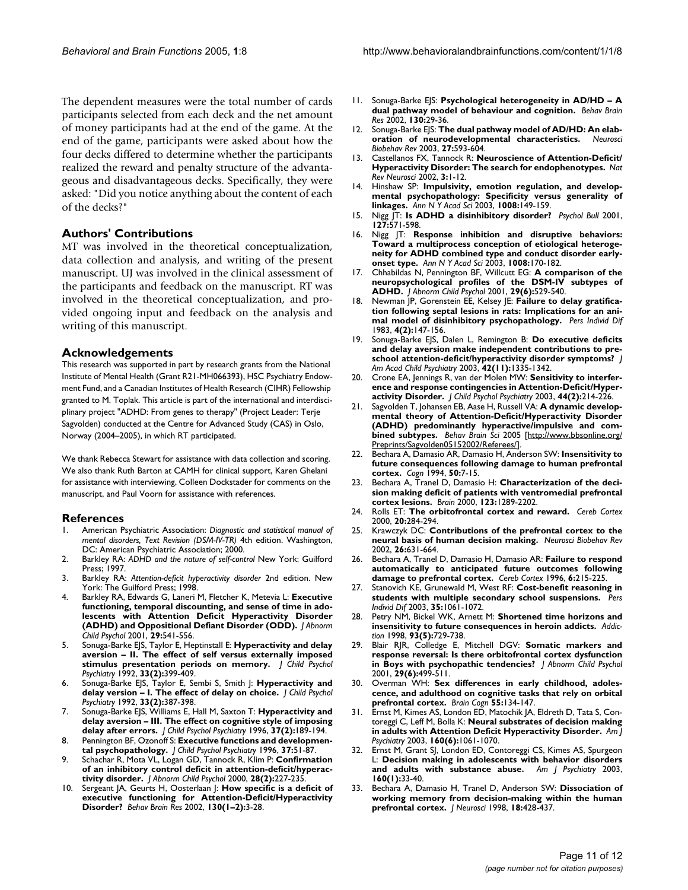The dependent measures were the total number of cards participants selected from each deck and the net amount of money participants had at the end of the game. At the end of the game, participants were asked about how the four decks differed to determine whether the participants realized the reward and penalty structure of the advantageous and disadvantageous decks. Specifically, they were asked: "Did you notice anything about the content of each of the decks?"

## Authors' Contributions

MT was involved in the theoretical conceptualization, data collection and analysis, and writing of the present manuscript. UJ was involved in the clinical assessment of the participants and feedback on the manuscript. RT was involved in the theoretical conceptualization, and provided ongoing input and feedback on the analysis and writing of this manuscript.

## Acknowledgements

This research was supported in part by research grants from the National Institute of Mental Health (Grant R21-MH066393), HSC Psychiatry Endowment Fund, and a Canadian Institutes of Health Research (CIHR) Fellowship granted to M. Toplak. This article is part of the international and interdisciplinary project "ADHD: From genes to therapy" (Project Leader: Terje Sagvolden) conducted at the Centre for Advanced Study (CAS) in Oslo, Norway (2004–2005), in which RT participated.

We thank Rebecca Stewart for assistance with data collection and scoring. We also thank Ruth Barton at CAMH for clinical support, Karen Ghelani for assistance with interviewing, Colleen Dockstader for comments on the manuscript, and Paul Voorn for assistance with references.

## References

1. American Psychiatric Association: *Diagnostic and statistical manual of mental disorders, Text Revision (DSM-IV-TR)* 4th edition. Washington, DC: American Psychiatric Association; 2000.
2. Barkley RA: *ADHD and the nature of self-control* New York: Guilford Press; 1997.
3. Barkley RA: *Attention-deficit hyperactivity disorder* 2nd edition. New York: The Guilford Press; 1998.
4. Barkley RA, Edwards G, Laneri M, Fletcher K, Metevia L: **Executive functioning, temporal discounting, and sense of time in adolescents with Attention Deficit Hyperactivity Disorder (ADHD) and Oppositional Defiant Disorder (ODD).** *J Abnorm Child Psychol* 2001, **29:**541-556.
5. Sonuga-Barke EJS, Taylor E, Heptinstall E: **Hyperactivity and delay aversion – II. The effect of self versus externally imposed stimulus presentation periods on memory.** *J Child Psychol Psychiatry* 1992, **33(2):**399-409.
6. Sonuga-Barke EJS, Taylor E, Sembi S, Smith J: **Hyperactivity and delay version – I. The effect of delay on choice.** *J Child Psychol Psychiatry* 1992, **33(2):**387-398.
7. Sonuga-Barke EJS, Williams E, Hall M, Saxton T: **Hyperactivity and delay aversion – III. The effect on cognitive style of imposing delay after errors.** *J Child Psychol Psychiatry* 1996, **37(2):**189-194.
8. Pennington BF, Ozonoff S: **Executive functions and developmental psychopathology.** *J Child Psychol Psychiatry* 1996, **37:**51-87.
9. Schachar R, Mota VL, Logan GD, Tannock R, Klim P: **Confirmation of an inhibitory control deficit in attention-deficit/hyperactivity disorder.** *J Abnorm Child Psychol* 2000, **28(2):**227-235.
10. Sergeant JA, Geurts H, Oosterlaan J: **How specific is a deficit of executive functioning for Attention-Deficit/Hyperactivity Disorder?** *Behav Brain Res* 2002, **130(1–2):**3-28.
11. Sonuga-Barke EJS: **Psychological heterogeneity in AD/HD – A dual pathway model of behaviour and cognition.** *Behav Brain Res* 2002, **130:**29-36.
12. Sonuga-Barke EJS: **The dual pathway model of AD/HD: An elaboration of neurodevelopmental characteristics.** *Neurosci Biobehav Rev* 2003, **27:**593-604.
13. Castellanos FX, Tannock R: **Neuroscience of Attention-Deficit/Hyperactivity Disorder: The search for endophenotypes.** *Nat Rev Neurosci* 2002, **3:**1-12.
14. Hinshaw SP: **Impulsivity, emotion regulation, and developmental psychopathology: Specificity versus generality of linkages.** *Ann N Y Acad Sci* 2003, **1008:**149-159.
15. Nigg JT: **Is ADHD a disinhibitory disorder?** *Psychol Bull* 2001, **127:**571-598.
16. Nigg JT: **Response inhibition and disruptive behaviors: Toward a multiprocess conception of etiological heterogeneity for ADHD combined type and conduct disorder early-onset type.** *Ann N Y Acad Sci* 2003, **1008:**170-182.
17. Chhabildas N, Pennington BF, Willcutt EG: **A comparison of the neuropsychological profiles of the DSM-IV subtypes of ADHD.** *J Abnorm Child Psychol* 2001, **29(6):**529-540.
18. Newman JP, Gorenstein EE, Kelsey JE: **Failure to delay gratification following septal lesions in rats: Implications for an animal model of disinhibitory psychopathology.** *Pers Individ Dif* 1983, **4(2):**147-156.
19. Sonuga-Barke EJS, Dalen L, Remington B: **Do executive deficits and delay aversion make independent contributions to preschool attention-deficit/hyperactivity disorder symptoms?** *J Am Acad Child Psychiatry* 2003, **42(11):**1335-1342.
20. Crone EA, Jennings R, van der Molen MW: **Sensitivity to interference and response contingencies in Attention-Deficit/Hyperactivity Disorder.** *J Child Psychol Psychiatry* 2003, **44(2):**214-226.
21. Sagvolden T, Johansen EB, Aase H, Russell VA: **A dynamic developmental theory of Attention-Deficit/Hyperactivity Disorder (ADHD) predominantly hyperactive/impulsive and combined subtypes.** *Behav Brain Sci* 2005 [http://www.bbsonline.org/Preprints/Sagvolden05152002/Referees/].
22. Bechara A, Damasio AR, Damasio H, Anderson SW: **Insensitivity to future consequences following damage to human prefrontal cortex.** *Cogn* 1994, **50:**7-15.
23. Bechara A, Tranel D, Damasio H: **Characterization of the decision making deficit of patients with ventromedial prefrontal cortex lesions.** *Brain* 2000, **123:**1289-2202.
24. Rolls ET: **The orbitofrontal cortex and reward.** *Cereb Cortex* 2000, **20:**284-294.
25. Krawczyk DC: **Contributions of the prefrontal cortex to the neural basis of human decision making.** *Neurosci Biobehav Rev* 2002, **26:**631-664.
26. Bechara A, Tranel D, Damasio H, Damasio AR: **Failure to respond automatically to anticipated future outcomes following damage to prefrontal cortex.** *Cereb Cortex* 1996, **6:**215-225.
27. Stanovich KE, Grunewald M, West RF: **Cost-benefit reasoning in students with multiple secondary school suspensions.** *Pers Individ Dif* 2003, **35:**1061-1072.
28. Petry NM, Bickel WK, Arnett M: **Shortened time horizons and insensitivity to future consequences in heroin addicts.** *Addiction* 1998, **93(5):**729-738.
29. Blair RJR, Colledge E, Mitchell DGV: **Somatic markers and response reversal: Is there orbitofrontal cortex dysfunction in Boys with psychopathic tendencies?** *J Abnorm Child Psychol* 2001, **29(6):**499-511.
30. Overman WH: **Sex differences in early childhood, adolescence, and adulthood on cognitive tasks that rely on orbital prefrontal cortex.** *Brain Cogn* **55:**134-147.
31. Ernst M, Kimes AS, London ED, Matochik JA, Eldreth D, Tata S, Contoreggi C, Leff M, Bolla K: **Neural substrates of decision making in adults with Attention Deficit Hyperactivity Disorder.** *Am J Psychiatry* 2003, **160(6):**1061-1070.
32. Ernst M, Grant SJ, London ED, Contoreggi CS, Kimes AS, Spurgeon L: **Decision making in adolescents with behavior disorders and adults with substance abuse.** *Am J Psychiatry* 2003, **160(1):**33-40.
33. Bechara A, Damasio H, Tranel D, Anderson SW: **Dissociation of working memory from decision-making within the human prefrontal cortex.** *J Neurosci* 1998, **18:**428-437.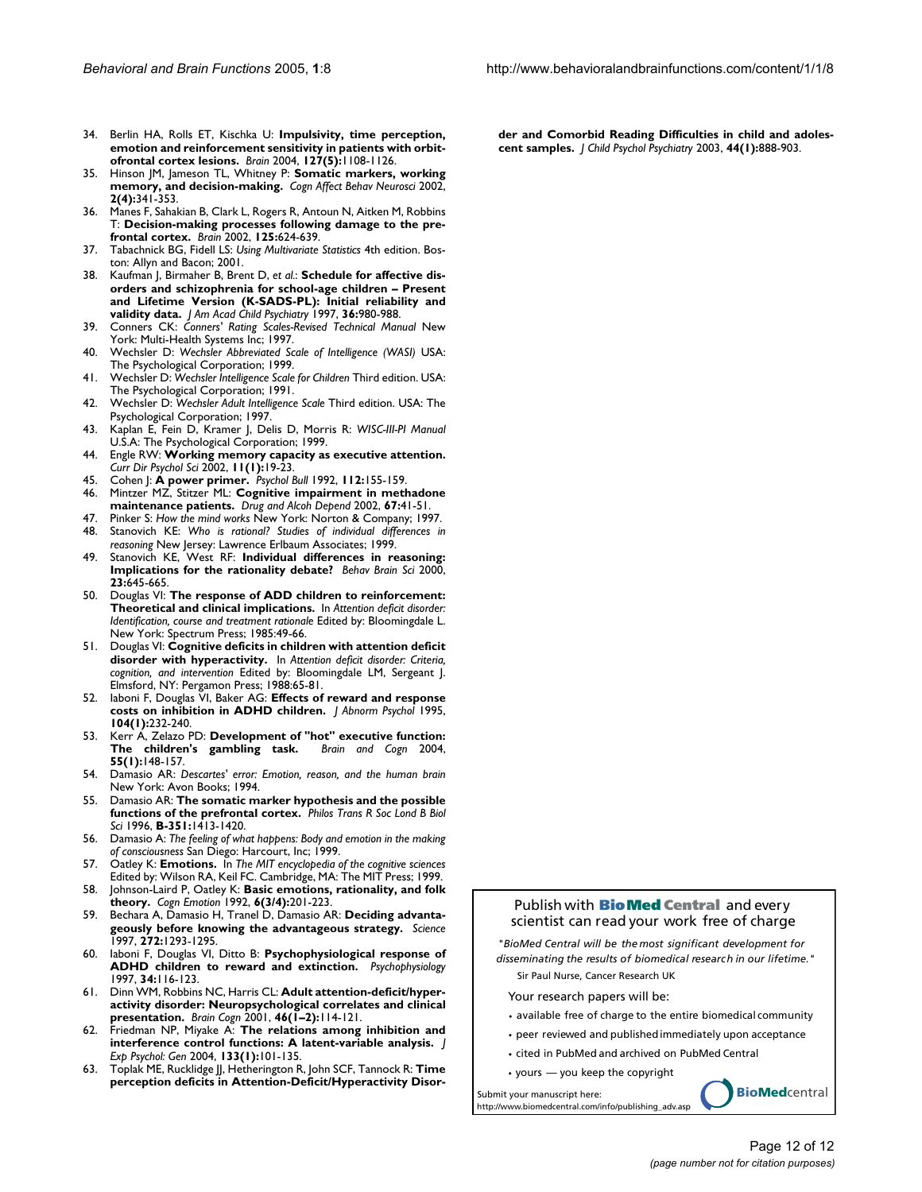34. Berlin HA, Rolls ET, Kischka U: **Impulsivity, time perception, emotion and reinforcement sensitivity in patients with orbitofrontal cortex lesions.** *Brain* 2004, **127(5):**1108-1126.
35. Hinson JM, Jameson TL, Whitney P: **Somatic markers, working memory, and decision-making.** *Cogn Affect Behav Neurosci* 2002, **2(4):**341-353.
36. Manes F, Sahakian B, Clark L, Rogers R, Antoun N, Aitken M, Robbins T: **Decision-making processes following damage to the prefrontal cortex.** *Brain* 2002, **125:**624-639.
37. Tabachnick BG, Fidell LS: *Using Multivariate Statistics* 4th edition. Boston: Allyn and Bacon; 2001.
38. Kaufman J, Birmaher B, Brent D, *et al.*: **Schedule for affective disorders and schizophrenia for school-age children – Present and Lifetime Version (K-SADS-PL): Initial reliability and validity data.** *J Am Acad Child Psychiatry* 1997, **36:**980-988.
39. Conners CK: *Conners' Rating Scales-Revised Technical Manual* New York: Multi-Health Systems Inc; 1997.
40. Wechsler D: *Wechsler Abbreviated Scale of Intelligence (WASI)* USA: The Psychological Corporation; 1999.
41. Wechsler D: *Wechsler Intelligence Scale for Children* Third edition. USA: The Psychological Corporation; 1991.
42. Wechsler D: *Wechsler Adult Intelligence Scale* Third edition. USA: The Psychological Corporation; 1997.
43. Kaplan E, Fein D, Kramer J, Delis D, Morris R: *WISC-III-PI Manual* U.S.A: The Psychological Corporation; 1999.
44. Engle RW: **Working memory capacity as executive attention.** *Curr Dir Psychol Sci* 2002, **11(1):**19-23.
45. Cohen J: **A power primer.** *Psychol Bull* 1992, **112:**155-159.
46. Mintzer MZ, Stitzer ML: **Cognitive impairment in methadone maintenance patients.** *Drug and Alcoh Depend* 2002, **67:**41-51.
47. Pinker S: *How the mind works* New York: Norton & Company; 1997.
48. Stanovich KE: *Who is rational? Studies of individual differences in reasoning* New Jersey: Lawrence Erlbaum Associates; 1999.
49. Stanovich KE, West RF: **Individual differences in reasoning: Implications for the rationality debate?** *Behav Brain Sci* 2000, **23:**645-665.
50. Douglas VI: **The response of ADD children to reinforcement: Theoretical and clinical implications.** In *Attention deficit disorder: Identification, course and treatment rationale* Edited by: Bloomingdale L. New York: Spectrum Press; 1985:49-66.
51. Douglas VI: **Cognitive deficits in children with attention deficit disorder with hyperactivity.** In *Attention deficit disorder: Criteria, cognition, and intervention* Edited by: Bloomingdale LM, Sergeant J. Elmsford, NY: Pergamon Press; 1988:65-81.
52. Iaboni F, Douglas VI, Baker AG: **Effects of reward and response costs on inhibition in ADHD children.** *J Abnorm Psychol* 1995, **104(1):**232-240.
53. Kerr A, Zelazo PD: **Development of "hot" executive function: The children's gambling task.** *Brain and Cogn* 2004, **55(1):**148-157.
54. Damasio AR: *Descartes' error: Emotion, reason, and the human brain* New York: Avon Books; 1994.
55. Damasio AR: **The somatic marker hypothesis and the possible functions of the prefrontal cortex.** *Philos Trans R Soc Lond B Biol Sci* 1996, **B-351:**1413-1420.
56. Damasio A: *The feeling of what happens: Body and emotion in the making of consciousness* San Diego: Harcourt, Inc; 1999.
57. Oatley K: **Emotions.** In *The MIT encyclopedia of the cognitive sciences* Edited by: Wilson RA, Keil FC. Cambridge, MA: The MIT Press; 1999.
58. Johnson-Laird P, Oatley K: **Basic emotions, rationality, and folk theory.** *Cogn Emotion* 1992, **6(3/4):**201-223.
59. Bechara A, Damasio H, Tranel D, Damasio AR: **Deciding advantageously before knowing the advantageous strategy.** *Science* 1997, **272:**1293-1295.
60. Iaboni F, Douglas VI, Ditto B: **Psychophysiological response of ADHD children to reward and extinction.** *Psychophysiology* 1997, **34:**116-123.
61. Dinn WM, Robbins NC, Harris CL: **Adult attention-deficit/hyperactivity disorder: Neuropsychological correlates and clinical presentation.** *Brain Cogn* 2001, **46(1–2):**114-121.
62. Friedman NP, Miyake A: **The relations among inhibition and interference control functions: A latent-variable analysis.** *J Exp Psychol: Gen* 2004, **133(1):**101-135.
63. Toplak ME, Rucklidge JJ, Hetherington R, John SCF, Tannock R: **Time perception deficits in Attention-Deficit/Hyperactivity Disorder and Comorbid Reading Difficulties in child and adolescent samples.** *J Child Psychol Psychiatry* 2003, **44(1):**888-903.